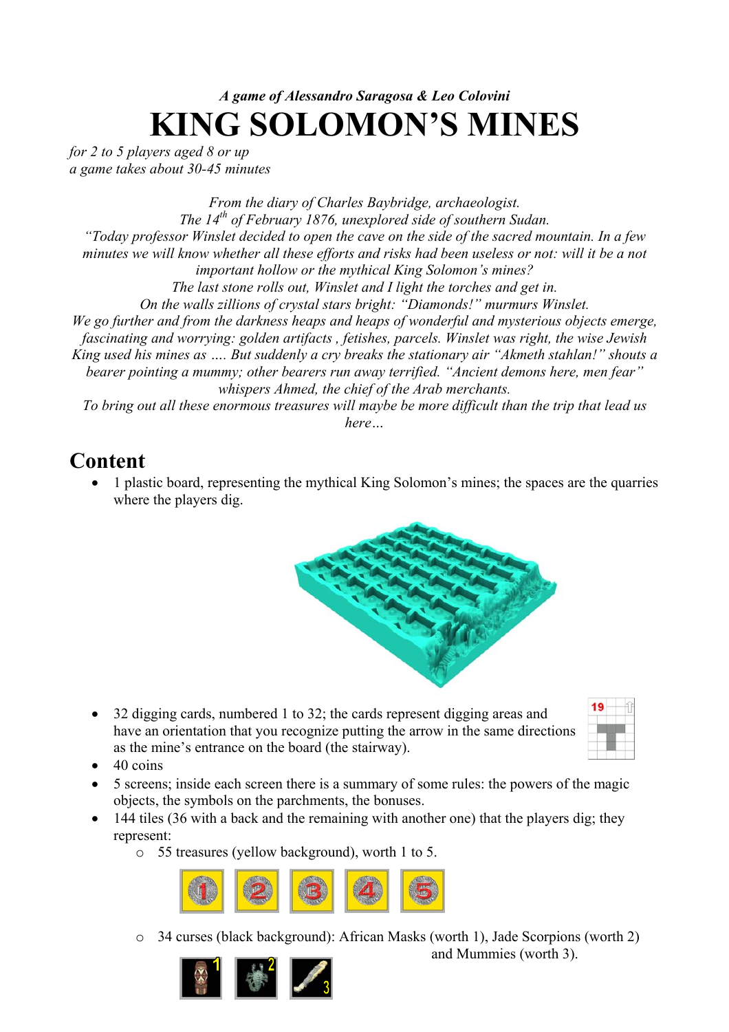*A game of Alessandro Saragosa & Leo Colovini*

# KING SOLOMON'S MINES

*for 2 to 5 players aged 8 or up*
*a game takes about 30-45 minutes*

*From the diary of Charles Baybridge, archaeologist.*
*The 14th of February 1876, unexplored side of southern Sudan.*
*"Today professor Winslet decided to open the cave on the side of the sacred mountain. In a few minutes we will know whether all these efforts and risks had been useless or not: will it be a not important hollow or the mythical King Solomon's mines?*
*The last stone rolls out, Winslet and I light the torches and get in.*
*On the walls zillions of crystal stars bright: "Diamonds!" murmurs Winslet.*
*We go further and from the darkness heaps and heaps of wonderful and mysterious objects emerge, fascinating and worrying: golden artifacts , fetishes, parcels. Winslet was right, the wise Jewish King used his mines as …. But suddenly a cry breaks the stationary air "Akmeth stahlan!" shouts a bearer pointing a mummy; other bearers run away terrified. "Ancient demons here, men fear" whispers Ahmed, the chief of the Arab merchants.*
*To bring out all these enormous treasures will maybe be more difficult than the trip that lead us here…*

## Content

- 1 plastic board, representing the mythical King Solomon's mines; the spaces are the quarries where the players dig.
- 32 digging cards, numbered 1 to 32; the cards represent digging areas and have an orientation that you recognize putting the arrow in the same directions as the mine's entrance on the board (the stairway).
- 40 coins
- 5 screens; inside each screen there is a summary of some rules: the powers of the magic objects, the symbols on the parchments, the bonuses.
- 144 tiles (36 with a back and the remaining with another one) that the players dig; they represent:
  - 55 treasures (yellow background), worth 1 to 5.
  - 34 curses (black background): African Masks (worth 1), Jade Scorpions (worth 2) and Mummies (worth 3).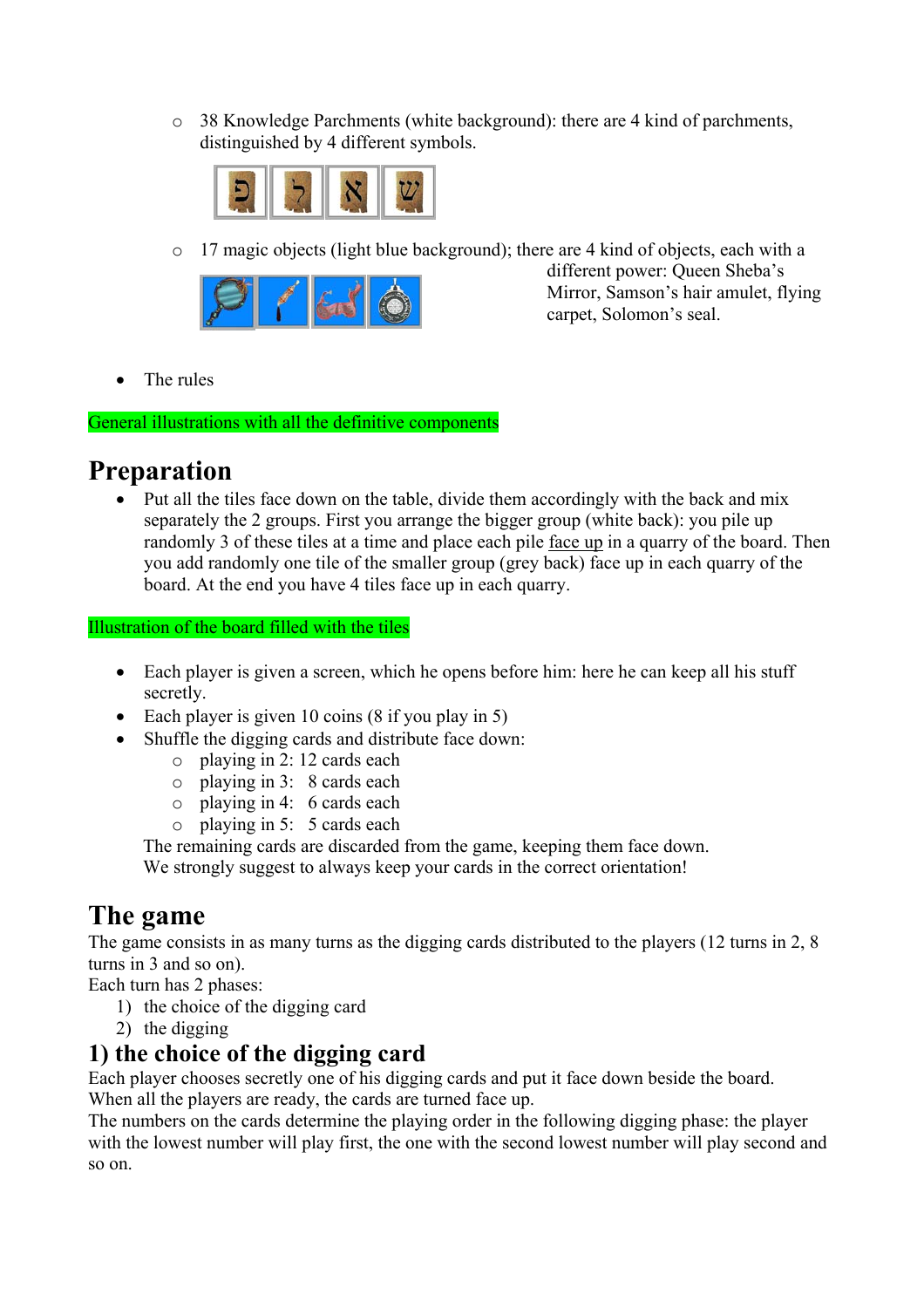- 38 Knowledge Parchments (white background): there are 4 kind of parchments, distinguished by 4 different symbols.
- 17 magic objects (light blue background); there are 4 kind of objects, each with a different power: Queen Sheba's Mirror, Samson's hair amulet, flying carpet, Solomon's seal.

- The rules

General illustrations with all the definitive components

# Preparation

- Put all the tiles face down on the table, divide them accordingly with the back and mix separately the 2 groups. First you arrange the bigger group (white back): you pile up randomly 3 of these tiles at a time and place each pile face up in a quarry of the board. Then you add randomly one tile of the smaller group (grey back) face up in each quarry of the board. At the end you have 4 tiles face up in each quarry.

Illustration of the board filled with the tiles

- Each player is given a screen, which he opens before him: here he can keep all his stuff secretly.
- Each player is given 10 coins (8 if you play in 5)
- Shuffle the digging cards and distribute face down:
  - playing in 2: 12 cards each
  - playing in 3: 8 cards each
  - playing in 4: 6 cards each
  - playing in 5: 5 cards each

  The remaining cards are discarded from the game, keeping them face down.
  We strongly suggest to always keep your cards in the correct orientation!

# The game

The game consists in as many turns as the digging cards distributed to the players (12 turns in 2, 8 turns in 3 and so on).

Each turn has 2 phases:

1) the choice of the digging card
2) the digging

## 1) the choice of the digging card

Each player chooses secretly one of his digging cards and put it face down beside the board.
When all the players are ready, the cards are turned face up.
The numbers on the cards determine the playing order in the following digging phase: the player with the lowest number will play first, the one with the second lowest number will play second and so on.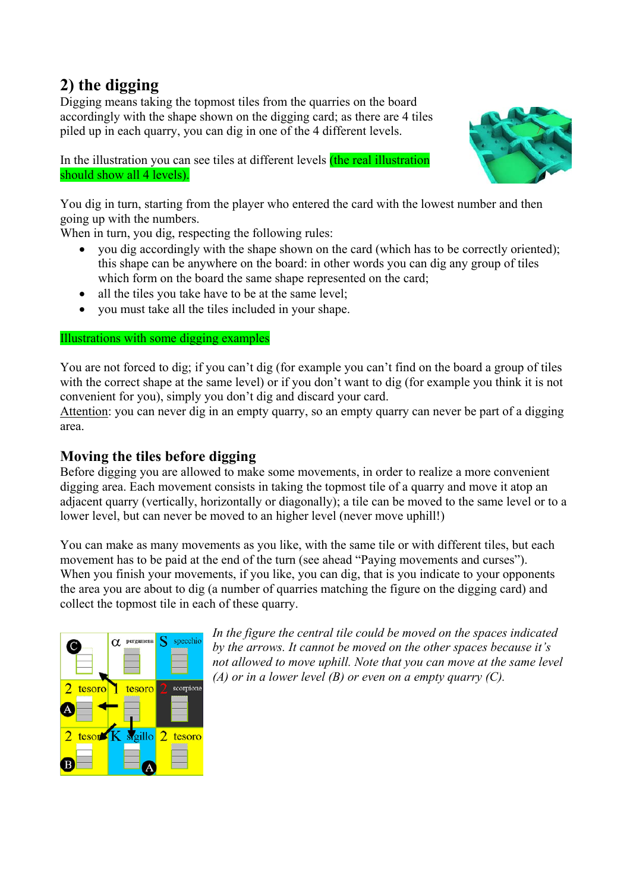## 2) the digging

Digging means taking the topmost tiles from the quarries on the board accordingly with the shape shown on the digging card; as there are 4 tiles piled up in each quarry, you can dig in one of the 4 different levels.

In the illustration you can see tiles at different levels (the real illustration should show all 4 levels).

You dig in turn, starting from the player who entered the card with the lowest number and then going up with the numbers.

When in turn, you dig, respecting the following rules:

- you dig accordingly with the shape shown on the card (which has to be correctly oriented); this shape can be anywhere on the board: in other words you can dig any group of tiles which form on the board the same shape represented on the card;
- all the tiles you take have to be at the same level;
- you must take all the tiles included in your shape.

Illustrations with some digging examples

You are not forced to dig; if you can't dig (for example you can't find on the board a group of tiles with the correct shape at the same level) or if you don't want to dig (for example you think it is not convenient for you), simply you don't dig and discard your card.

Attention: you can never dig in an empty quarry, so an empty quarry can never be part of a digging area.

### Moving the tiles before digging

Before digging you are allowed to make some movements, in order to realize a more convenient digging area. Each movement consists in taking the topmost tile of a quarry and move it atop an adjacent quarry (vertically, horizontally or diagonally); a tile can be moved to the same level or to a lower level, but can never be moved to an higher level (never move uphill!)

You can make as many movements as you like, with the same tile or with different tiles, but each movement has to be paid at the end of the turn (see ahead "Paying movements and curses").

When you finish your movements, if you like, you can dig, that is you indicate to your opponents the area you are about to dig (a number of quarries matching the figure on the digging card) and collect the topmost tile in each of these quarry.

*In the figure the central tile could be moved on the spaces indicated by the arrows. It cannot be moved on the other spaces because it's not allowed to move uphill. Note that you can move at the same level (A) or in a lower level (B) or even on a empty quarry (C).*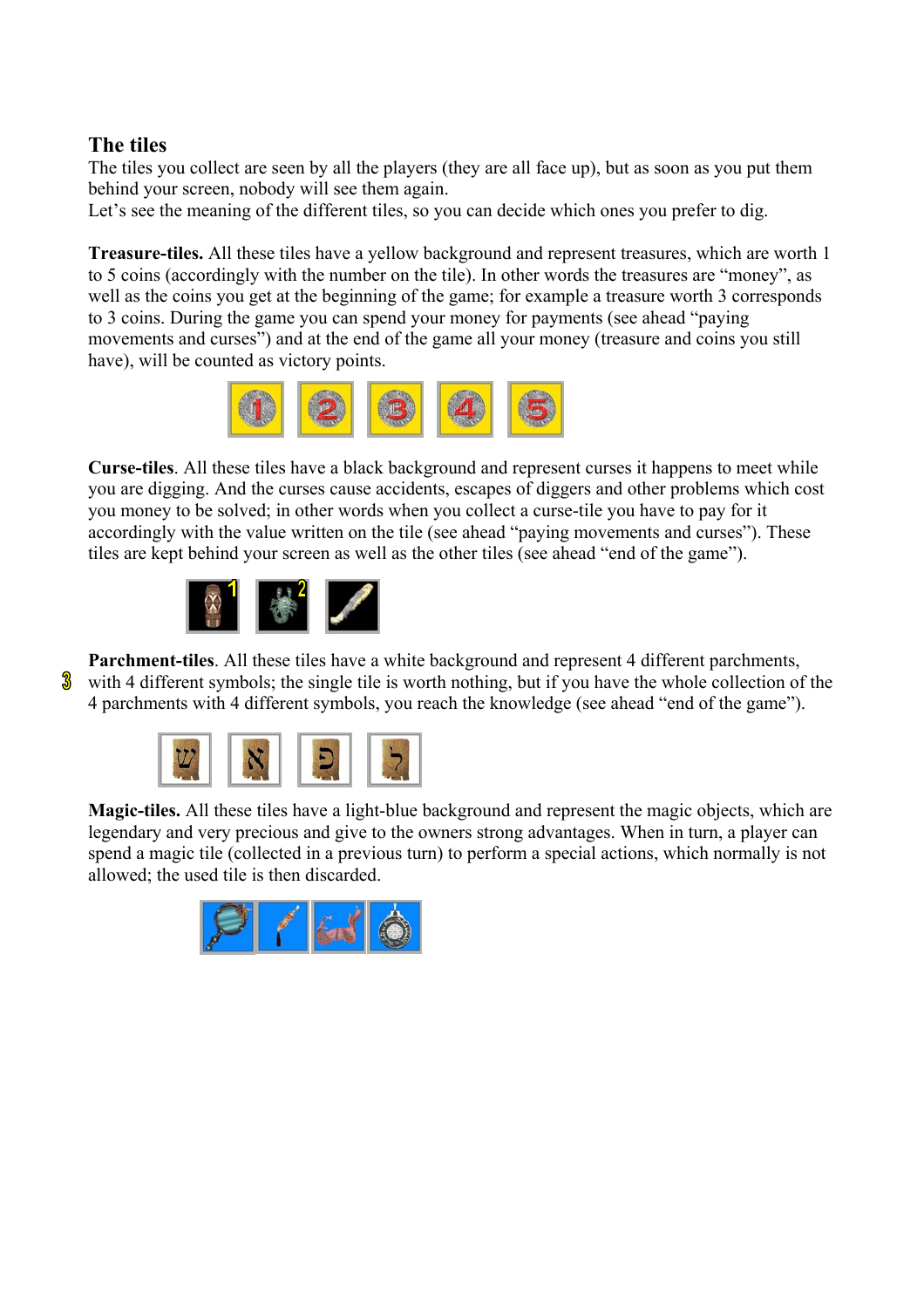## The tiles

The tiles you collect are seen by all the players (they are all face up), but as soon as you put them behind your screen, nobody will see them again.
Let's see the meaning of the different tiles, so you can decide which ones you prefer to dig.

**Treasure-tiles.** All these tiles have a yellow background and represent treasures, which are worth 1 to 5 coins (accordingly with the number on the tile). In other words the treasures are "money", as well as the coins you get at the beginning of the game; for example a treasure worth 3 corresponds to 3 coins. During the game you can spend your money for payments (see ahead "paying movements and curses") and at the end of the game all your money (treasure and coins you still have), will be counted as victory points.

**Curse-tiles**. All these tiles have a black background and represent curses it happens to meet while you are digging. And the curses cause accidents, escapes of diggers and other problems which cost you money to be solved; in other words when you collect a curse-tile you have to pay for it accordingly with the value written on the tile (see ahead "paying movements and curses"). These tiles are kept behind your screen as well as the other tiles (see ahead "end of the game").

**Parchment-tiles**. All these tiles have a white background and represent 4 different parchments, with 4 different symbols; the single tile is worth nothing, but if you have the whole collection of the 4 parchments with 4 different symbols, you reach the knowledge (see ahead "end of the game").

**Magic-tiles.** All these tiles have a light-blue background and represent the magic objects, which are legendary and very precious and give to the owners strong advantages. When in turn, a player can spend a magic tile (collected in a previous turn) to perform a special actions, which normally is not allowed; the used tile is then discarded.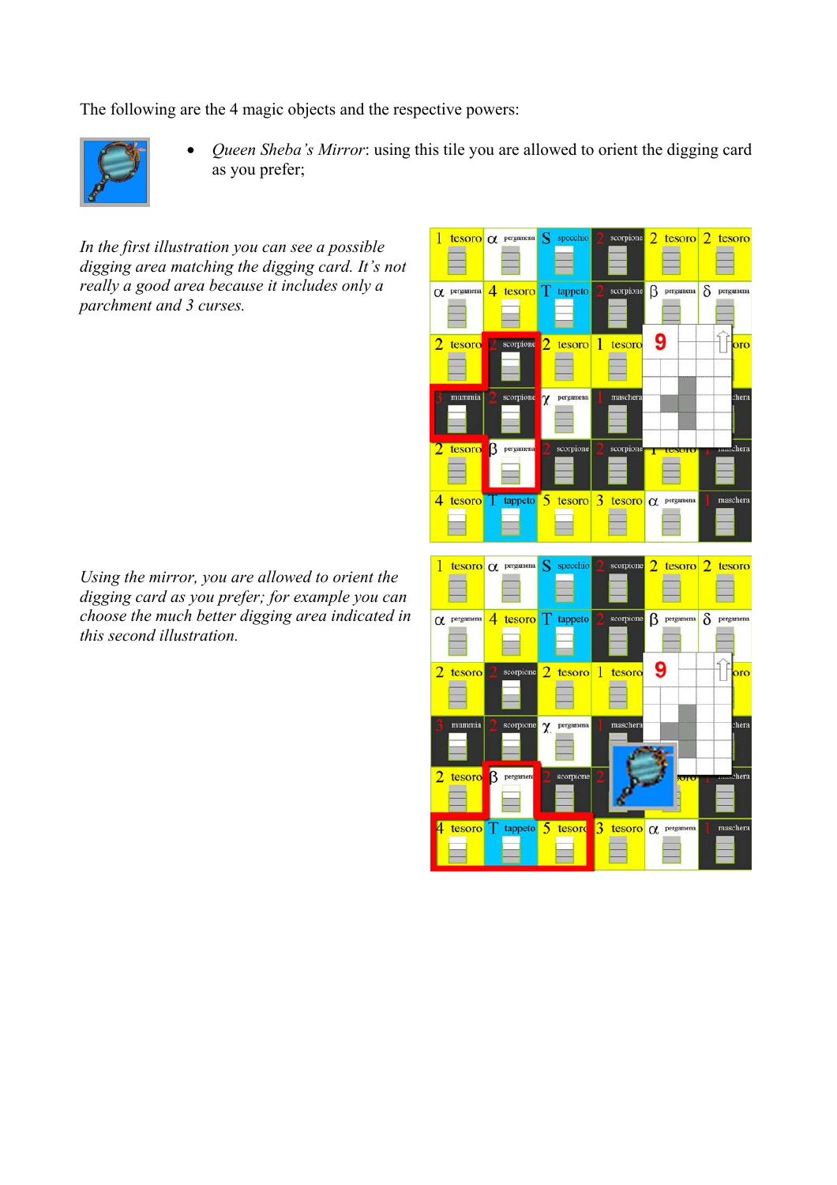The following are the 4 magic objects and the respective powers:

- *Queen Sheba's Mirror*: using this tile you are allowed to orient the digging card as you prefer;

*In the first illustration you can see a possible digging area matching the digging card. It's not really a good area because it includes only a parchment and 3 curses.*

*Using the mirror, you are allowed to orient the digging card as you prefer; for example you can choose the much better digging area indicated in this second illustration.*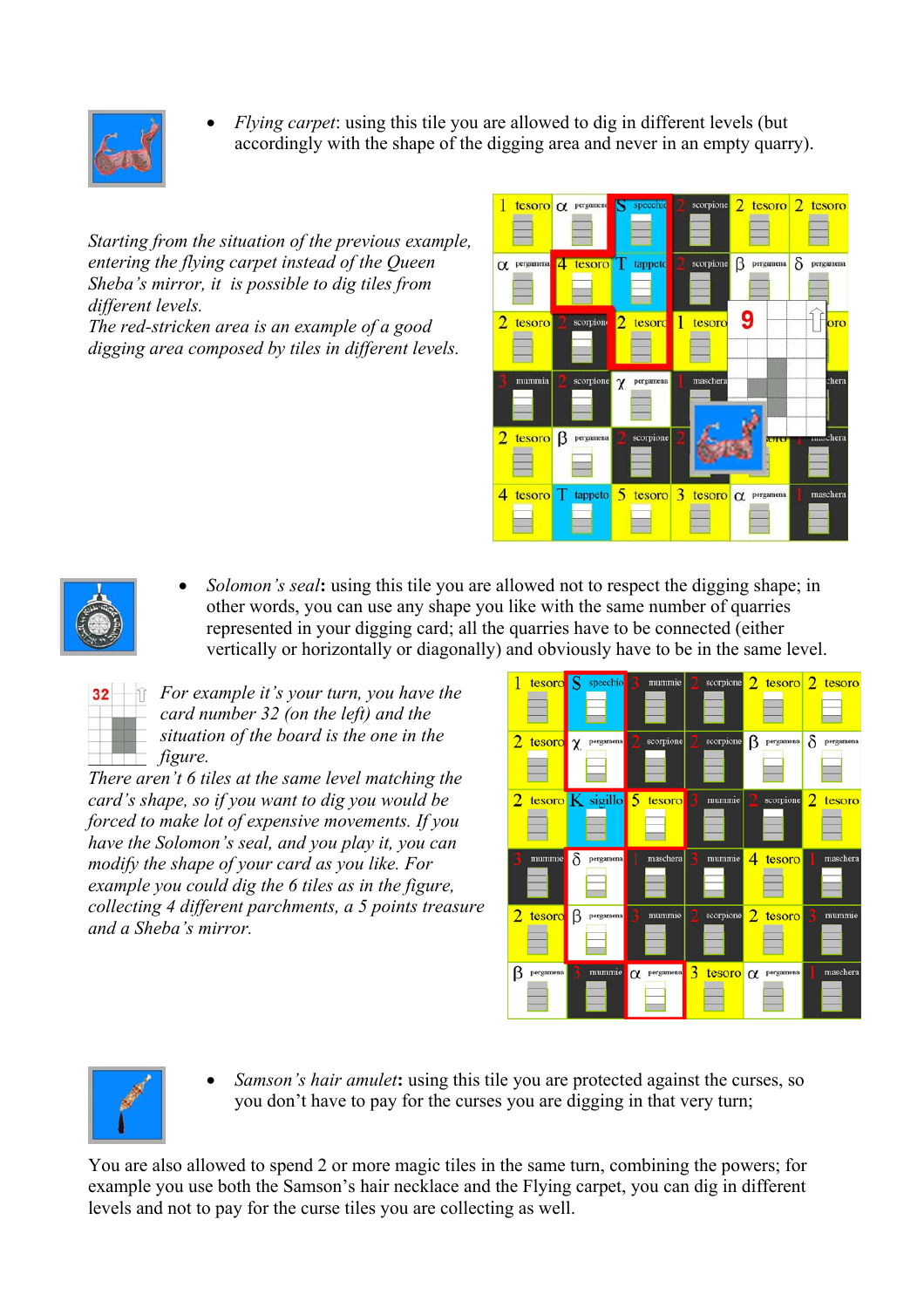- *Flying carpet*: using this tile you are allowed to dig in different levels (but accordingly with the shape of the digging area and never in an empty quarry).

*Starting from the situation of the previous example, entering the flying carpet instead of the Queen Sheba's mirror, it is possible to dig tiles from different levels.*
*The red-stricken area is an example of a good digging area composed by tiles in different levels.*

- *Solomon's seal*: using this tile you are allowed not to respect the digging shape; in other words, you can use any shape you like with the same number of quarries represented in your digging card; all the quarries have to be connected (either vertically or horizontally or diagonally) and obviously have to be in the same level.

*For example it's your turn, you have the card number 32 (on the left) and the situation of the board is the one in the figure.*
*There aren't 6 tiles at the same level matching the card's shape, so if you want to dig you would be forced to make lot of expensive movements. If you have the Solomon's seal, and you play it, you can modify the shape of your card as you like. For example you could dig the 6 tiles as in the figure, collecting 4 different parchments, a 5 points treasure and a Sheba's mirror.*

- *Samson's hair amulet*: using this tile you are protected against the curses, so you don't have to pay for the curses you are digging in that very turn;

You are also allowed to spend 2 or more magic tiles in the same turn, combining the powers; for example you use both the Samson's hair necklace and the Flying carpet, you can dig in different levels and not to pay for the curse tiles you are collecting as well.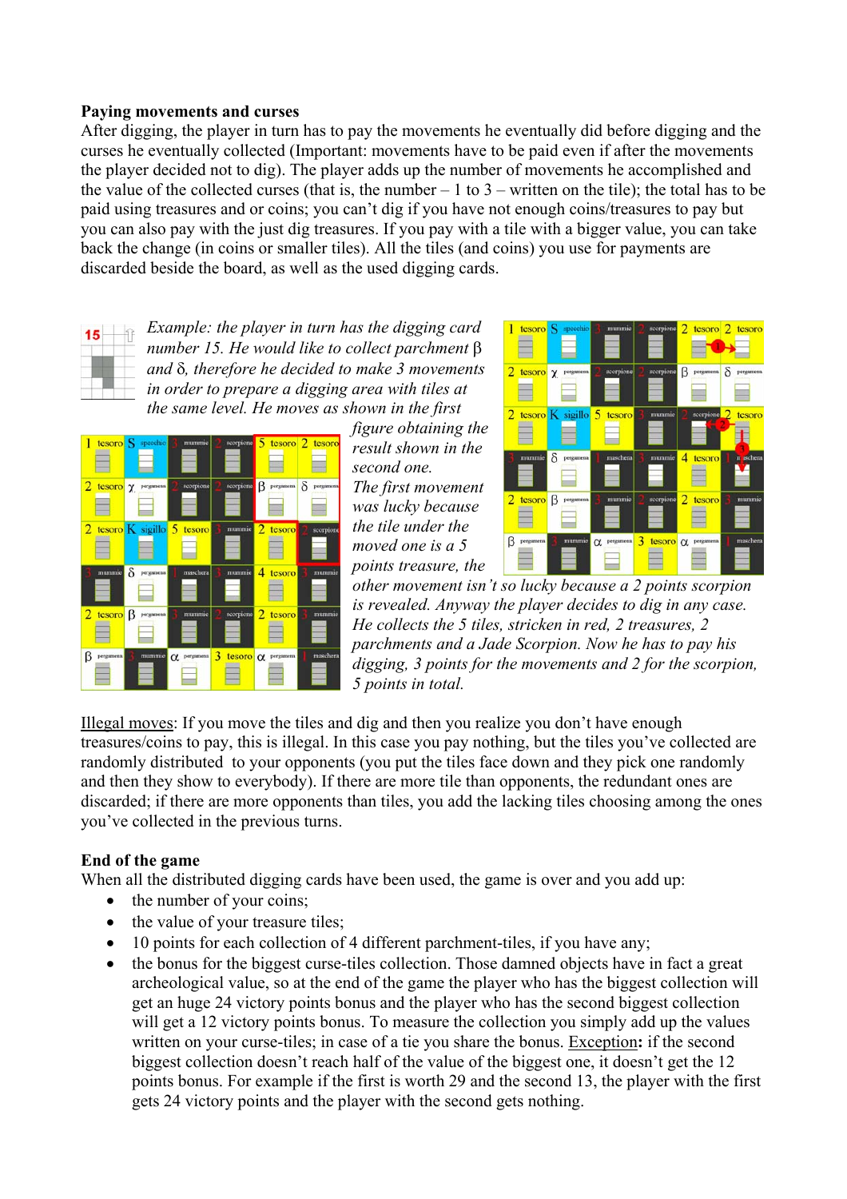**Paying movements and curses**
After digging, the player in turn has to pay the movements he eventually did before digging and the curses he eventually collected (Important: movements have to be paid even if after the movements the player decided not to dig). The player adds up the number of movements he accomplished and the value of the collected curses (that is, the number – 1 to 3 – written on the tile); the total has to be paid using treasures and or coins; you can't dig if you have not enough coins/treasures to pay but you can also pay with the just dig treasures. If you pay with a tile with a bigger value, you can take back the change (in coins or smaller tiles). All the tiles (and coins) you use for payments are discarded beside the board, as well as the used digging cards.

*Example: the player in turn has the digging card number 15. He would like to collect parchment β and δ, therefore he decided to make 3 movements in order to prepare a digging area with tiles at the same level. He moves as shown in the first figure obtaining the result shown in the second one. The first movement was lucky because the tile under the moved one is a 5 points treasure, the other movement isn't so lucky because a 2 points scorpion is revealed. Anyway the player decides to dig in any case. He collects the 5 tiles, stricken in red, 2 treasures, 2 parchments and a Jade Scorpion. Now he has to pay his digging, 3 points for the movements and 2 for the scorpion, 5 points in total.*

Illegal moves: If you move the tiles and dig and then you realize you don't have enough treasures/coins to pay, this is illegal. In this case you pay nothing, but the tiles you've collected are randomly distributed to your opponents (you put the tiles face down and they pick one randomly and then they show to everybody). If there are more tile than opponents, the redundant ones are discarded; if there are more opponents than tiles, you add the lacking tiles choosing among the ones you've collected in the previous turns.

**End of the game**
When all the distributed digging cards have been used, the game is over and you add up:

- the number of your coins;
- the value of your treasure tiles;
- 10 points for each collection of 4 different parchment-tiles, if you have any;
- the bonus for the biggest curse-tiles collection. Those damned objects have in fact a great archeological value, so at the end of the game the player who has the biggest collection will get an huge 24 victory points bonus and the player who has the second biggest collection will get a 12 victory points bonus. To measure the collection you simply add up the values written on your curse-tiles; in case of a tie you share the bonus. Exception**:** if the second biggest collection doesn't reach half of the value of the biggest one, it doesn't get the 12 points bonus. For example if the first is worth 29 and the second 13, the player with the first gets 24 victory points and the player with the second gets nothing.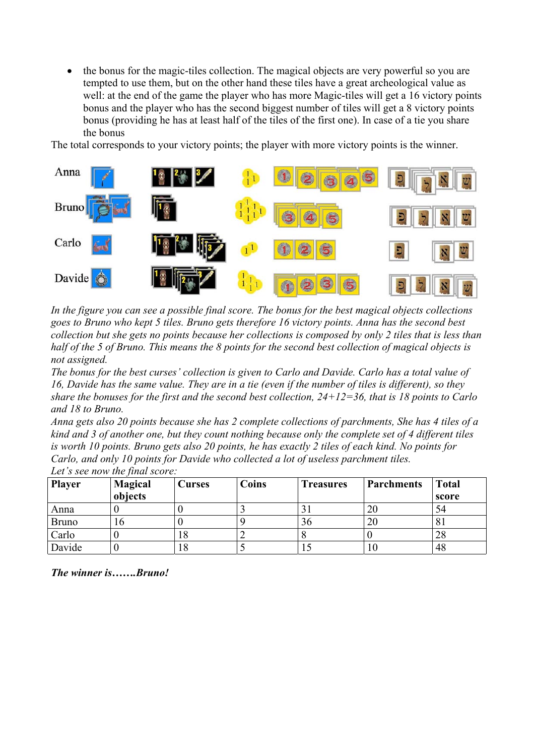- the bonus for the magic-tiles collection. The magical objects are very powerful so you are tempted to use them, but on the other hand these tiles have a great archeological value as well: at the end of the game the player who has more Magic-tiles will get a 16 victory points bonus and the player who has the second biggest number of tiles will get a 8 victory points bonus (providing he has at least half of the tiles of the first one). In case of a tie you share the bonus

The total corresponds to your victory points; the player with more victory points is the winner.

Anna

Bruno

Carlo

Davide

*In the figure you can see a possible final score. The bonus for the best magical objects collections goes to Bruno who kept 5 tiles. Bruno gets therefore 16 victory points. Anna has the second best collection but she gets no points because her collections is composed by only 2 tiles that is less than half of the 5 of Bruno. This means the 8 points for the second best collection of magical objects is not assigned.*

*The bonus for the best curses' collection is given to Carlo and Davide. Carlo has a total value of 16, Davide has the same value. They are in a tie (even if the number of tiles is different), so they share the bonuses for the first and the second best collection, 24+12=36, that is 18 points to Carlo and 18 to Bruno.*

*Anna gets also 20 points because she has 2 complete collections of parchments, She has 4 tiles of a kind and 3 of another one, but they count nothing because only the complete set of 4 different tiles is worth 10 points. Bruno gets also 20 points, he has exactly 2 tiles of each kind. No points for Carlo, and only 10 points for Davide who collected a lot of useless parchment tiles.*

*Let's see now the final score:*

| Player | Magical objects | Curses | Coins | Treasures | Parchments | Total score |
|---|---|---|---|---|---|---|
| Anna | 0 | 0 | 3 | 31 | 20 | 54 |
| Bruno | 16 | 0 | 9 | 36 | 20 | 81 |
| Carlo | 0 | 18 | 2 | 8 | 0 | 28 |
| Davide | 0 | 18 | 5 | 15 | 10 | 48 |

***The winner is…….Bruno!***